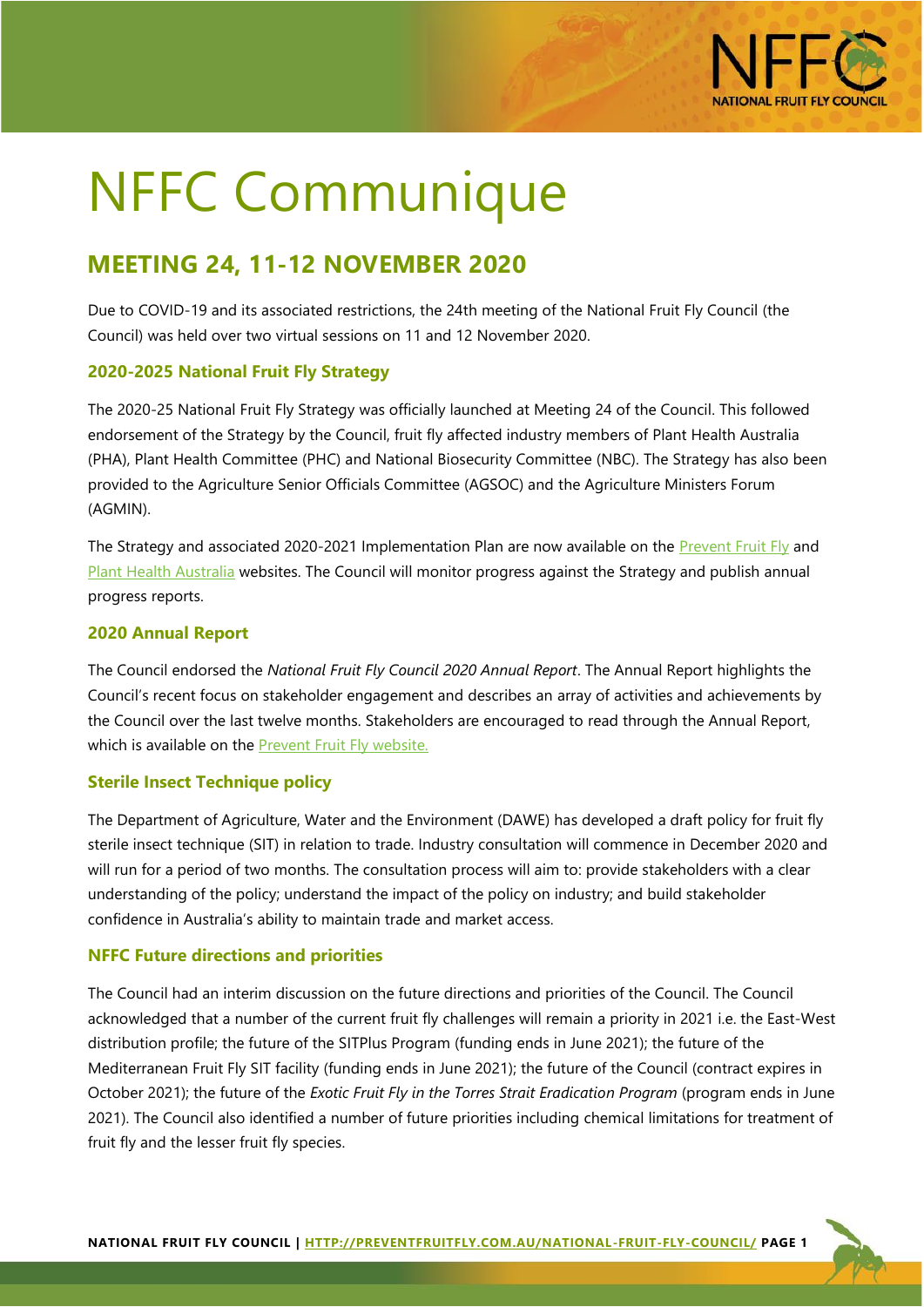# NFFC Communique

## MEETING 24, 11-12 NOVEMBER 2020

Due to COVID-19 and its associated restrictions, the 24th meeting of the National Fruit Fly Council (the Council) was held over two virtual sessions on 11 and 12 November 2020.

### 2020-2025 National Fruit Fly Strategy

The 2020-25 National Fruit Fly Strategy was officially launched at Meeting 24 of the Council. This followed endorsement of the Strategy by the Council, fruit fly affected industry members of Plant Health Australia (PHA), Plant Health Committee (PHC) and National Biosecurity Committee (NBC). The Strategy has also been provided to the Agriculture Senior Officials Committee (AGSOC) and the Agriculture Ministers Forum (AGMIN).

The Strategy and associated 2020-2021 Implementation Plan are now available on the Prevent Fruit Fly and Plant Health Australia websites. The Council will monitor progress against the Strategy and publish annual progress reports.

### 2020 Annual Report

The Council endorsed the *National Fruit Fly Council 2020 Annual Report*. The Annual Report highlights the Council's recent focus on stakeholder engagement and describes an array of activities and achievements by the Council over the last twelve months. Stakeholders are encouraged to read through the Annual Report, which is available on the Prevent Fruit Fly website.

### Sterile Insect Technique policy

The Department of Agriculture, Water and the Environment (DAWE) has developed a draft policy for fruit fly sterile insect technique (SIT) in relation to trade. Industry consultation will commence in December 2020 and will run for a period of two months. The consultation process will aim to: provide stakeholders with a clear understanding of the policy; understand the impact of the policy on industry; and build stakeholder confidence in Australia's ability to maintain trade and market access.

### NFFC Future directions and priorities

The Council had an interim discussion on the future directions and priorities of the Council. The Council acknowledged that a number of the current fruit fly challenges will remain a priority in 2021 i.e. the East-West distribution profile; the future of the SITPlus Program (funding ends in June 2021); the future of the Mediterranean Fruit Fly SIT facility (funding ends in June 2021); the future of the Council (contract expires in October 2021); the future of the *Exotic Fruit Fly in the Torres Strait Eradication Program* (program ends in June 2021). The Council also identified a number of future priorities including chemical limitations for treatment of fruit fly and the lesser fruit fly species.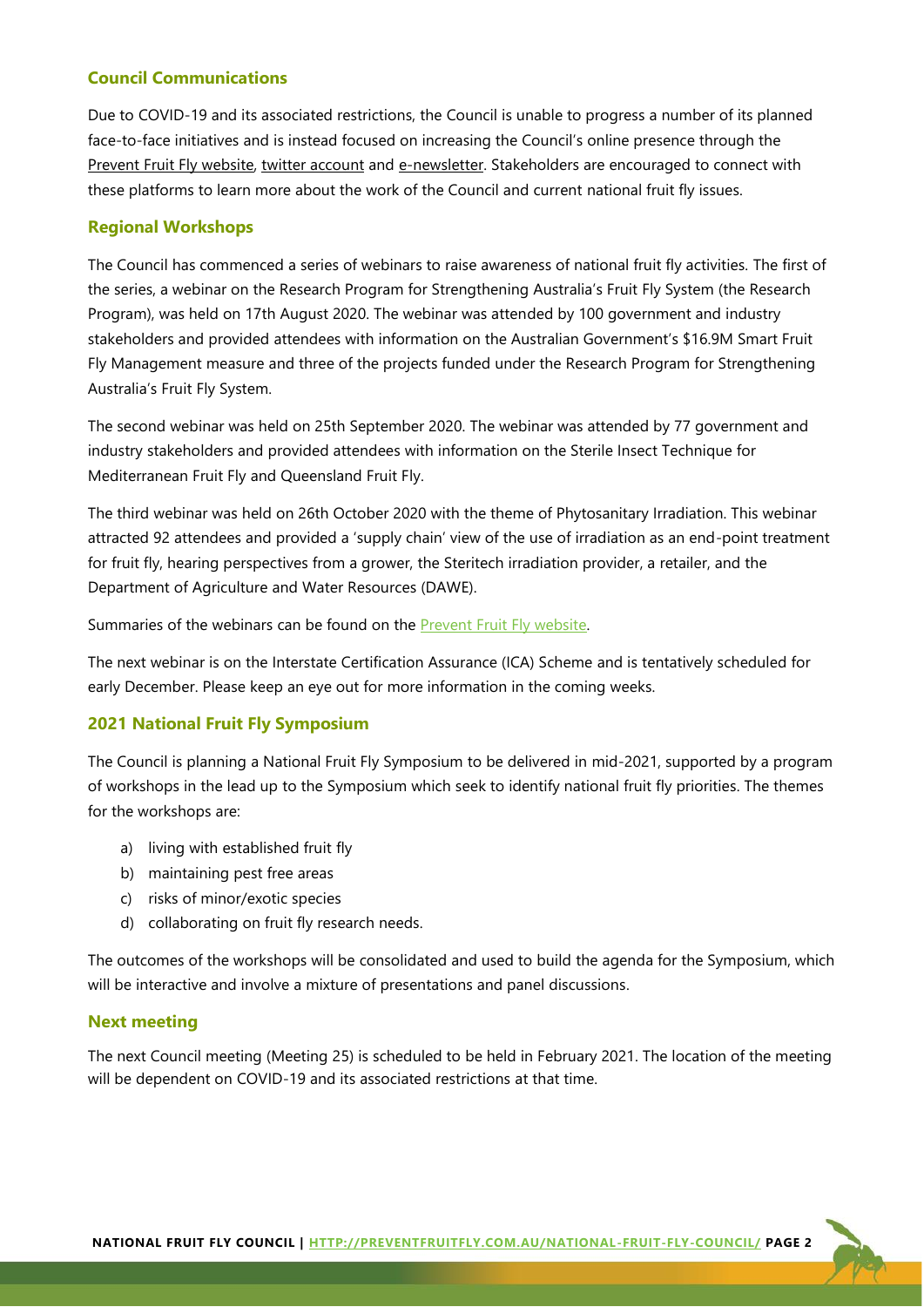## Council Communications

Due to COVID-19 and its associated restrictions, the Council is unable to progress a number of its planned face-to-face initiatives and is instead focused on increasing the Council's online presence through the Prevent Fruit Fly website, twitter account and e-newsletter. Stakeholders are encouraged to connect with these platforms to learn more about the work of the Council and current national fruit fly issues.

## Regional Workshops

The Council has commenced a series of webinars to raise awareness of national fruit fly activities. The first of the series, a webinar on the Research Program for Strengthening Australia's Fruit Fly System (the Research Program), was held on 17th August 2020. The webinar was attended by 100 government and industry stakeholders and provided attendees with information on the Australian Government's $16.9M Smart Fruit Fly Management measure and three of the projects funded under the Research Program for Strengthening Australia's Fruit Fly System.

The second webinar was held on 25th September 2020. The webinar was attended by 77 government and industry stakeholders and provided attendees with information on the Sterile Insect Technique for Mediterranean Fruit Fly and Queensland Fruit Fly.

The third webinar was held on 26th October 2020 with the theme of Phytosanitary Irradiation. This webinar attracted 92 attendees and provided a 'supply chain' view of the use of irradiation as an end-point treatment for fruit fly, hearing perspectives from a grower, the Steritech irradiation provider, a retailer, and the Department of Agriculture and Water Resources (DAWE).

Summaries of the webinars can be found on the Prevent Fruit Fly website.

The next webinar is on the Interstate Certification Assurance (ICA) Scheme and is tentatively scheduled for early December. Please keep an eye out for more information in the coming weeks.

## 2021 National Fruit Fly Symposium

The Council is planning a National Fruit Fly Symposium to be delivered in mid-2021, supported by a program of workshops in the lead up to the Symposium which seek to identify national fruit fly priorities. The themes for the workshops are:

a) living with established fruit fly
b) maintaining pest free areas
c) risks of minor/exotic species
d) collaborating on fruit fly research needs.

The outcomes of the workshops will be consolidated and used to build the agenda for the Symposium, which will be interactive and involve a mixture of presentations and panel discussions.

## Next meeting

The next Council meeting (Meeting 25) is scheduled to be held in February 2021. The location of the meeting will be dependent on COVID-19 and its associated restrictions at that time.